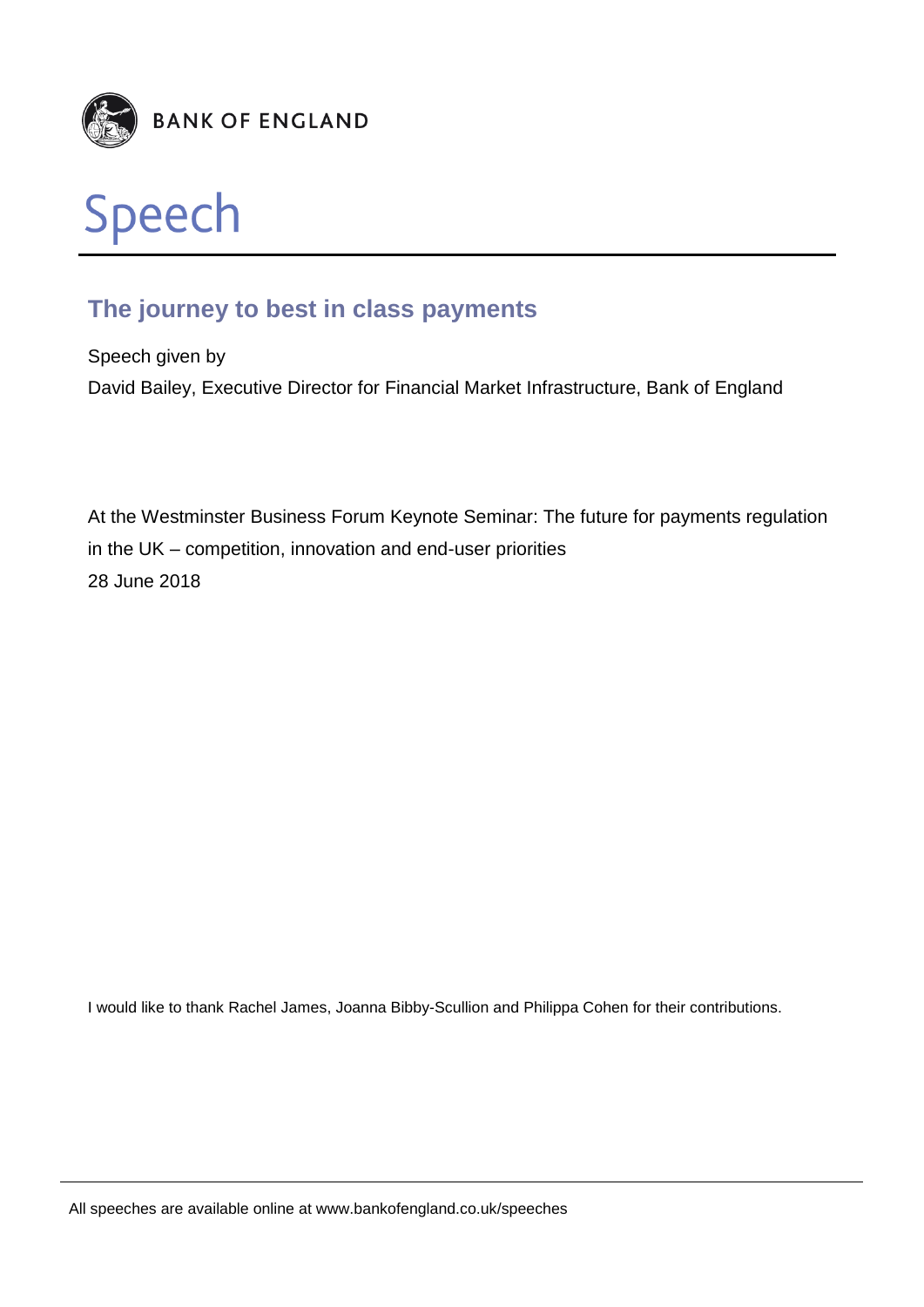BANK OF ENGLAND

# Speech

## The journey to best in class payments

Speech given by

David Bailey, Executive Director for Financial Market Infrastructure, Bank of England

At the Westminster Business Forum Keynote Seminar: The future for payments regulation in the UK – competition, innovation and end-user priorities

28 June 2018

I would like to thank Rachel James, Joanna Bibby-Scullion and Philippa Cohen for their contributions.

All speeches are available online at www.bankofengland.co.uk/speeches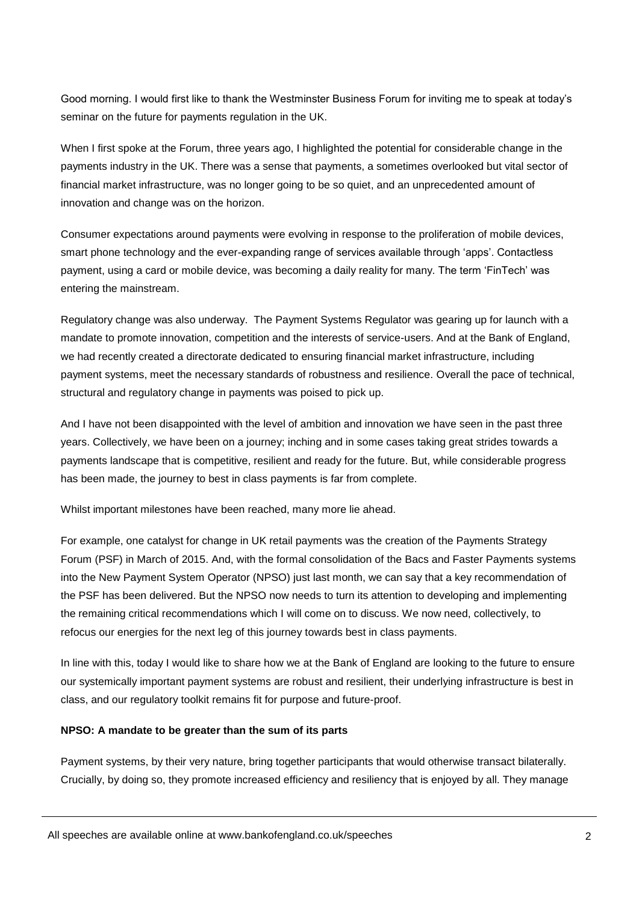Good morning. I would first like to thank the Westminster Business Forum for inviting me to speak at today's seminar on the future for payments regulation in the UK.

When I first spoke at the Forum, three years ago, I highlighted the potential for considerable change in the payments industry in the UK. There was a sense that payments, a sometimes overlooked but vital sector of financial market infrastructure, was no longer going to be so quiet, and an unprecedented amount of innovation and change was on the horizon.

Consumer expectations around payments were evolving in response to the proliferation of mobile devices, smart phone technology and the ever-expanding range of services available through 'apps'. Contactless payment, using a card or mobile device, was becoming a daily reality for many. The term 'FinTech' was entering the mainstream.

Regulatory change was also underway. The Payment Systems Regulator was gearing up for launch with a mandate to promote innovation, competition and the interests of service-users. And at the Bank of England, we had recently created a directorate dedicated to ensuring financial market infrastructure, including payment systems, meet the necessary standards of robustness and resilience. Overall the pace of technical, structural and regulatory change in payments was poised to pick up.

And I have not been disappointed with the level of ambition and innovation we have seen in the past three years. Collectively, we have been on a journey; inching and in some cases taking great strides towards a payments landscape that is competitive, resilient and ready for the future. But, while considerable progress has been made, the journey to best in class payments is far from complete.

Whilst important milestones have been reached, many more lie ahead.

For example, one catalyst for change in UK retail payments was the creation of the Payments Strategy Forum (PSF) in March of 2015. And, with the formal consolidation of the Bacs and Faster Payments systems into the New Payment System Operator (NPSO) just last month, we can say that a key recommendation of the PSF has been delivered. But the NPSO now needs to turn its attention to developing and implementing the remaining critical recommendations which I will come on to discuss. We now need, collectively, to refocus our energies for the next leg of this journey towards best in class payments.

In line with this, today I would like to share how we at the Bank of England are looking to the future to ensure our systemically important payment systems are robust and resilient, their underlying infrastructure is best in class, and our regulatory toolkit remains fit for purpose and future-proof.

**NPSO: A mandate to be greater than the sum of its parts**

Payment systems, by their very nature, bring together participants that would otherwise transact bilaterally. Crucially, by doing so, they promote increased efficiency and resiliency that is enjoyed by all. They manage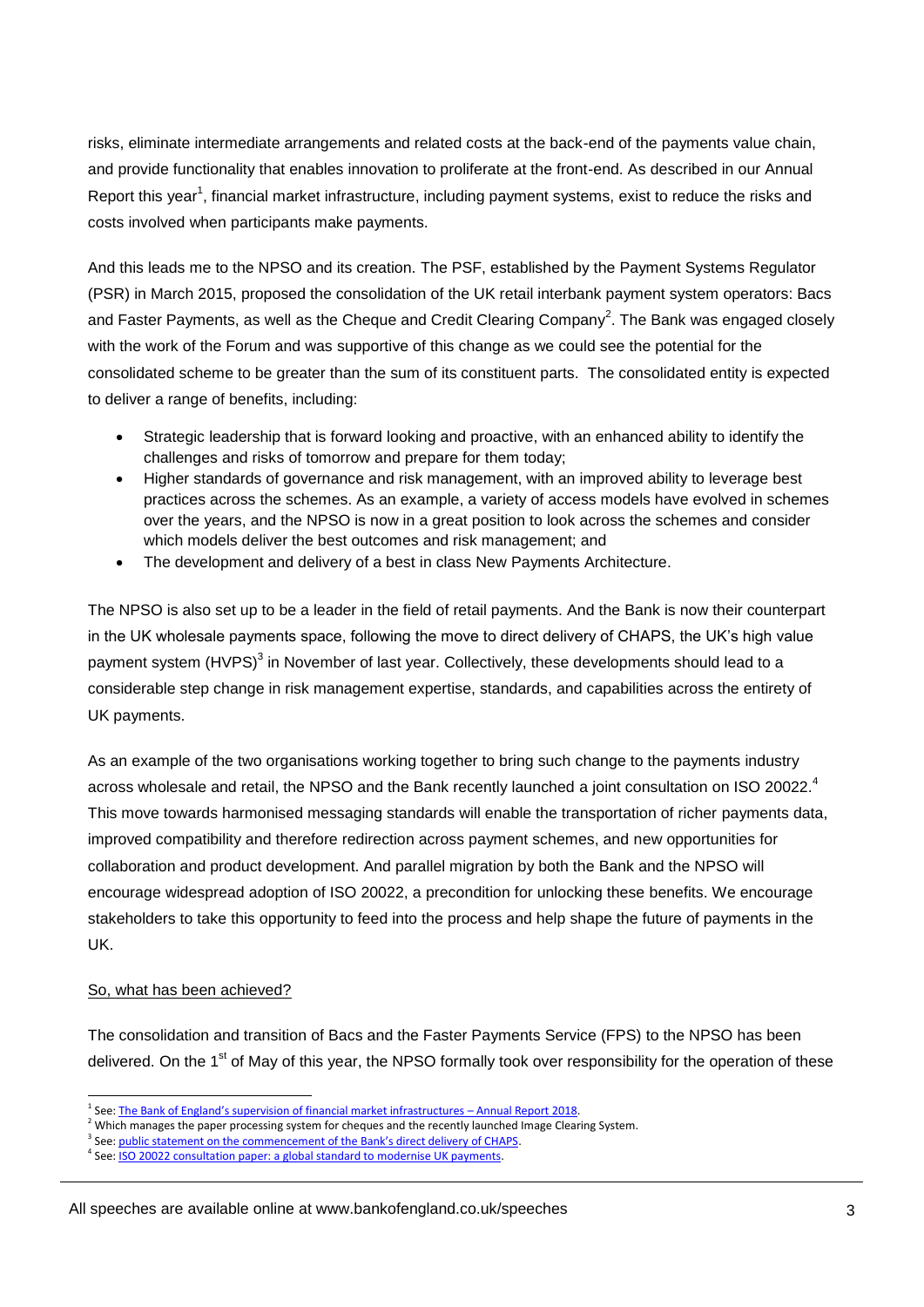risks, eliminate intermediate arrangements and related costs at the back-end of the payments value chain, and provide functionality that enables innovation to proliferate at the front-end. As described in our Annual Report this year[1], financial market infrastructure, including payment systems, exist to reduce the risks and costs involved when participants make payments.

And this leads me to the NPSO and its creation. The PSF, established by the Payment Systems Regulator (PSR) in March 2015, proposed the consolidation of the UK retail interbank payment system operators: Bacs and Faster Payments, as well as the Cheque and Credit Clearing Company[2]. The Bank was engaged closely with the work of the Forum and was supportive of this change as we could see the potential for the consolidated scheme to be greater than the sum of its constituent parts. The consolidated entity is expected to deliver a range of benefits, including:

- Strategic leadership that is forward looking and proactive, with an enhanced ability to identify the challenges and risks of tomorrow and prepare for them today;
- Higher standards of governance and risk management, with an improved ability to leverage best practices across the schemes. As an example, a variety of access models have evolved in schemes over the years, and the NPSO is now in a great position to look across the schemes and consider which models deliver the best outcomes and risk management; and
- The development and delivery of a best in class New Payments Architecture.

The NPSO is also set up to be a leader in the field of retail payments. And the Bank is now their counterpart in the UK wholesale payments space, following the move to direct delivery of CHAPS, the UK's high value payment system (HVPS)[3] in November of last year. Collectively, these developments should lead to a considerable step change in risk management expertise, standards, and capabilities across the entirety of UK payments.

As an example of the two organisations working together to bring such change to the payments industry across wholesale and retail, the NPSO and the Bank recently launched a joint consultation on ISO 20022.[4] This move towards harmonised messaging standards will enable the transportation of richer payments data, improved compatibility and therefore redirection across payment schemes, and new opportunities for collaboration and product development. And parallel migration by both the Bank and the NPSO will encourage widespread adoption of ISO 20022, a precondition for unlocking these benefits. We encourage stakeholders to take this opportunity to feed into the process and help shape the future of payments in the UK.

<u>So, what has been achieved?</u>

The consolidation and transition of Bacs and the Faster Payments Service (FPS) to the NPSO has been delivered. On the 1st of May of this year, the NPSO formally took over responsibility for the operation of these

---

[1] See: The Bank of England's supervision of financial market infrastructures – Annual Report 2018.

[2] Which manages the paper processing system for cheques and the recently launched Image Clearing System.

[3] See: public statement on the commencement of the Bank's direct delivery of CHAPS.

[4] See: ISO 20022 consultation paper: a global standard to modernise UK payments.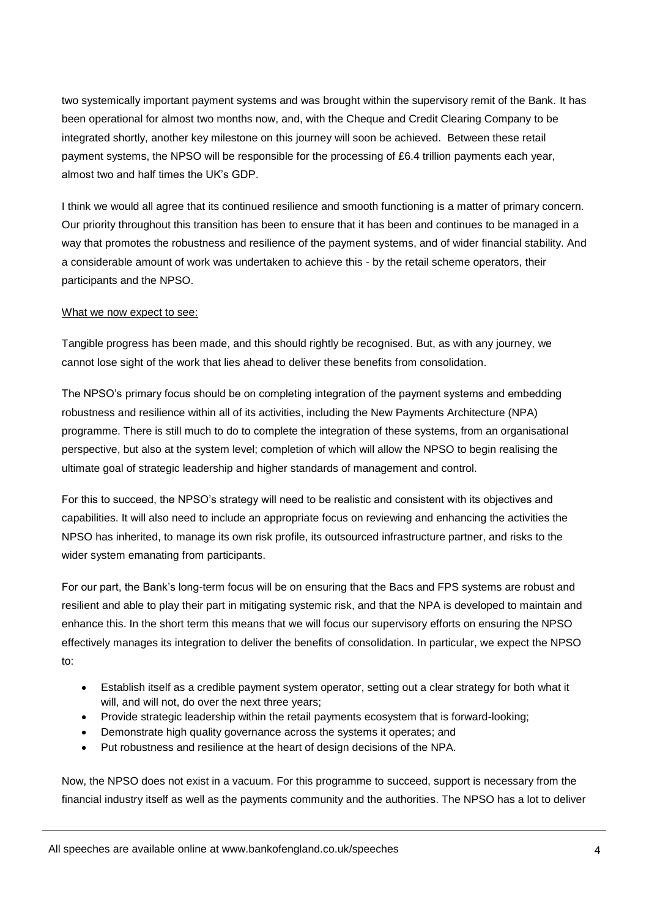two systemically important payment systems and was brought within the supervisory remit of the Bank. It has been operational for almost two months now, and, with the Cheque and Credit Clearing Company to be integrated shortly, another key milestone on this journey will soon be achieved. Between these retail payment systems, the NPSO will be responsible for the processing of £6.4 trillion payments each year, almost two and half times the UK's GDP.

I think we would all agree that its continued resilience and smooth functioning is a matter of primary concern. Our priority throughout this transition has been to ensure that it has been and continues to be managed in a way that promotes the robustness and resilience of the payment systems, and of wider financial stability. And a considerable amount of work was undertaken to achieve this - by the retail scheme operators, their participants and the NPSO.

<u>What we now expect to see:</u>

Tangible progress has been made, and this should rightly be recognised. But, as with any journey, we cannot lose sight of the work that lies ahead to deliver these benefits from consolidation.

The NPSO's primary focus should be on completing integration of the payment systems and embedding robustness and resilience within all of its activities, including the New Payments Architecture (NPA) programme. There is still much to do to complete the integration of these systems, from an organisational perspective, but also at the system level; completion of which will allow the NPSO to begin realising the ultimate goal of strategic leadership and higher standards of management and control.

For this to succeed, the NPSO's strategy will need to be realistic and consistent with its objectives and capabilities. It will also need to include an appropriate focus on reviewing and enhancing the activities the NPSO has inherited, to manage its own risk profile, its outsourced infrastructure partner, and risks to the wider system emanating from participants.

For our part, the Bank's long-term focus will be on ensuring that the Bacs and FPS systems are robust and resilient and able to play their part in mitigating systemic risk, and that the NPA is developed to maintain and enhance this. In the short term this means that we will focus our supervisory efforts on ensuring the NPSO effectively manages its integration to deliver the benefits of consolidation. In particular, we expect the NPSO to:

- Establish itself as a credible payment system operator, setting out a clear strategy for both what it will, and will not, do over the next three years;
- Provide strategic leadership within the retail payments ecosystem that is forward-looking;
- Demonstrate high quality governance across the systems it operates; and
- Put robustness and resilience at the heart of design decisions of the NPA.

Now, the NPSO does not exist in a vacuum. For this programme to succeed, support is necessary from the financial industry itself as well as the payments community and the authorities. The NPSO has a lot to deliver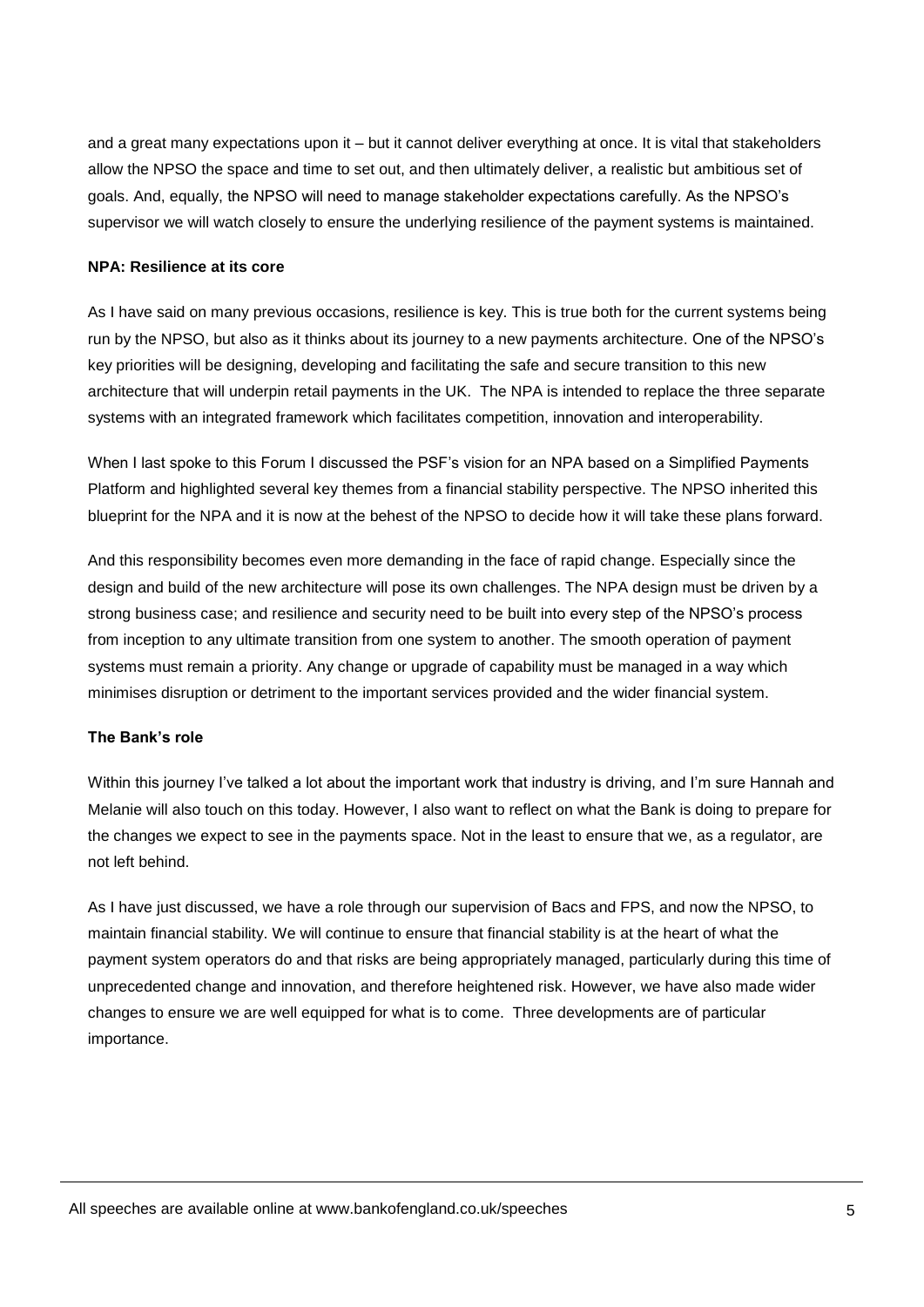and a great many expectations upon it – but it cannot deliver everything at once. It is vital that stakeholders allow the NPSO the space and time to set out, and then ultimately deliver, a realistic but ambitious set of goals. And, equally, the NPSO will need to manage stakeholder expectations carefully. As the NPSO's supervisor we will watch closely to ensure the underlying resilience of the payment systems is maintained.

**NPA: Resilience at its core**

As I have said on many previous occasions, resilience is key. This is true both for the current systems being run by the NPSO, but also as it thinks about its journey to a new payments architecture. One of the NPSO's key priorities will be designing, developing and facilitating the safe and secure transition to this new architecture that will underpin retail payments in the UK. The NPA is intended to replace the three separate systems with an integrated framework which facilitates competition, innovation and interoperability.

When I last spoke to this Forum I discussed the PSF's vision for an NPA based on a Simplified Payments Platform and highlighted several key themes from a financial stability perspective. The NPSO inherited this blueprint for the NPA and it is now at the behest of the NPSO to decide how it will take these plans forward.

And this responsibility becomes even more demanding in the face of rapid change. Especially since the design and build of the new architecture will pose its own challenges. The NPA design must be driven by a strong business case; and resilience and security need to be built into every step of the NPSO's process from inception to any ultimate transition from one system to another. The smooth operation of payment systems must remain a priority. Any change or upgrade of capability must be managed in a way which minimises disruption or detriment to the important services provided and the wider financial system.

**The Bank's role**

Within this journey I've talked a lot about the important work that industry is driving, and I'm sure Hannah and Melanie will also touch on this today. However, I also want to reflect on what the Bank is doing to prepare for the changes we expect to see in the payments space. Not in the least to ensure that we, as a regulator, are not left behind.

As I have just discussed, we have a role through our supervision of Bacs and FPS, and now the NPSO, to maintain financial stability. We will continue to ensure that financial stability is at the heart of what the payment system operators do and that risks are being appropriately managed, particularly during this time of unprecedented change and innovation, and therefore heightened risk. However, we have also made wider changes to ensure we are well equipped for what is to come. Three developments are of particular importance.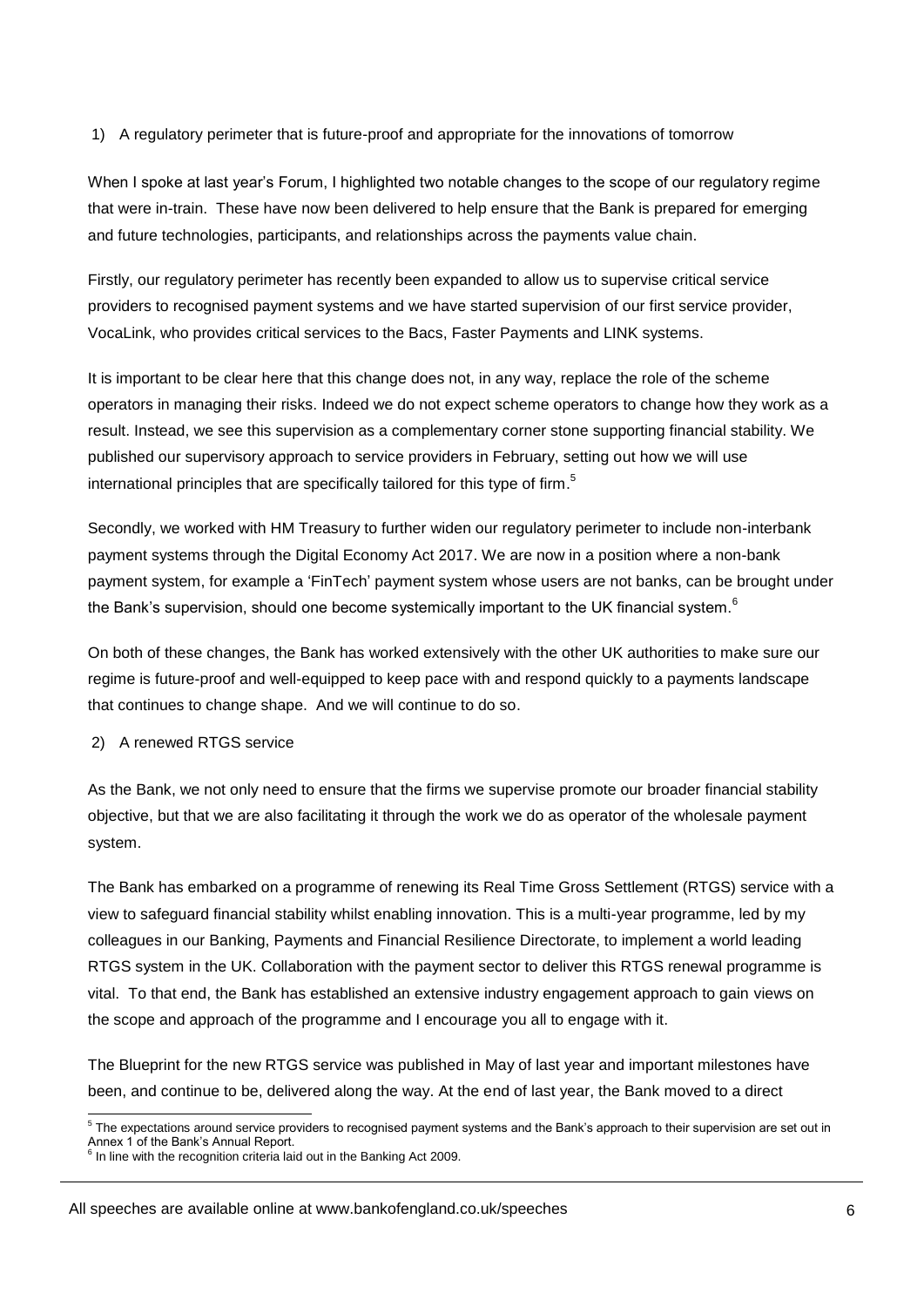1) A regulatory perimeter that is future-proof and appropriate for the innovations of tomorrow

When I spoke at last year's Forum, I highlighted two notable changes to the scope of our regulatory regime that were in-train. These have now been delivered to help ensure that the Bank is prepared for emerging and future technologies, participants, and relationships across the payments value chain.

Firstly, our regulatory perimeter has recently been expanded to allow us to supervise critical service providers to recognised payment systems and we have started supervision of our first service provider, VocaLink, who provides critical services to the Bacs, Faster Payments and LINK systems.

It is important to be clear here that this change does not, in any way, replace the role of the scheme operators in managing their risks. Indeed we do not expect scheme operators to change how they work as a result. Instead, we see this supervision as a complementary corner stone supporting financial stability. We published our supervisory approach to service providers in February, setting out how we will use international principles that are specifically tailored for this type of firm.[5]

Secondly, we worked with HM Treasury to further widen our regulatory perimeter to include non-interbank payment systems through the Digital Economy Act 2017. We are now in a position where a non-bank payment system, for example a 'FinTech' payment system whose users are not banks, can be brought under the Bank's supervision, should one become systemically important to the UK financial system.[6]

On both of these changes, the Bank has worked extensively with the other UK authorities to make sure our regime is future-proof and well-equipped to keep pace with and respond quickly to a payments landscape that continues to change shape. And we will continue to do so.

2) A renewed RTGS service

As the Bank, we not only need to ensure that the firms we supervise promote our broader financial stability objective, but that we are also facilitating it through the work we do as operator of the wholesale payment system.

The Bank has embarked on a programme of renewing its Real Time Gross Settlement (RTGS) service with a view to safeguard financial stability whilst enabling innovation. This is a multi-year programme, led by my colleagues in our Banking, Payments and Financial Resilience Directorate, to implement a world leading RTGS system in the UK. Collaboration with the payment sector to deliver this RTGS renewal programme is vital. To that end, the Bank has established an extensive industry engagement approach to gain views on the scope and approach of the programme and I encourage you all to engage with it.

The Blueprint for the new RTGS service was published in May of last year and important milestones have been, and continue to be, delivered along the way. At the end of last year, the Bank moved to a direct

[5] The expectations around service providers to recognised payment systems and the Bank's approach to their supervision are set out in Annex 1 of the Bank's Annual Report.

[6] In line with the recognition criteria laid out in the Banking Act 2009.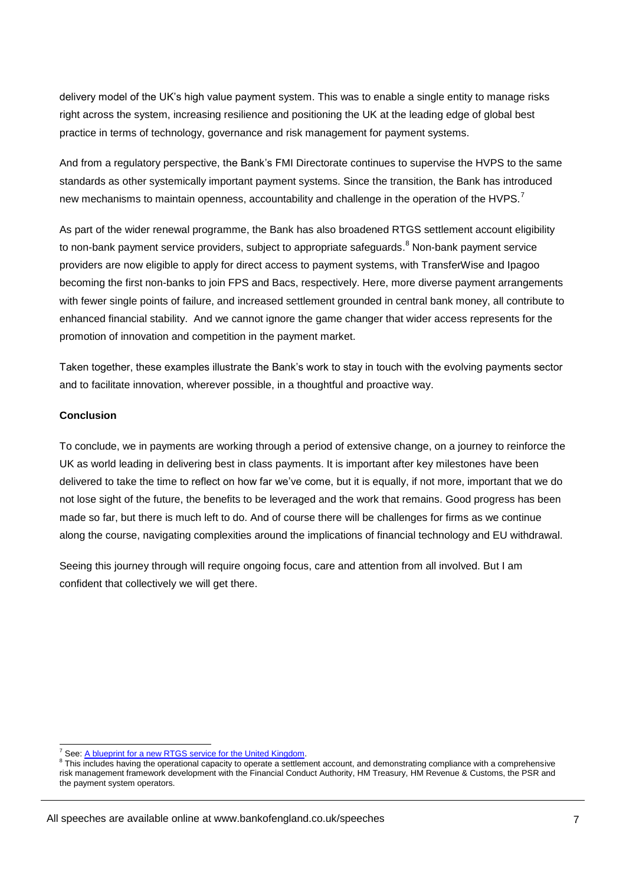delivery model of the UK's high value payment system. This was to enable a single entity to manage risks right across the system, increasing resilience and positioning the UK at the leading edge of global best practice in terms of technology, governance and risk management for payment systems.

And from a regulatory perspective, the Bank's FMI Directorate continues to supervise the HVPS to the same standards as other systemically important payment systems. Since the transition, the Bank has introduced new mechanisms to maintain openness, accountability and challenge in the operation of the HVPS.[7]

As part of the wider renewal programme, the Bank has also broadened RTGS settlement account eligibility to non-bank payment service providers, subject to appropriate safeguards.[8] Non-bank payment service providers are now eligible to apply for direct access to payment systems, with TransferWise and Ipagoo becoming the first non-banks to join FPS and Bacs, respectively. Here, more diverse payment arrangements with fewer single points of failure, and increased settlement grounded in central bank money, all contribute to enhanced financial stability. And we cannot ignore the game changer that wider access represents for the promotion of innovation and competition in the payment market.

Taken together, these examples illustrate the Bank's work to stay in touch with the evolving payments sector and to facilitate innovation, wherever possible, in a thoughtful and proactive way.

**Conclusion**

To conclude, we in payments are working through a period of extensive change, on a journey to reinforce the UK as world leading in delivering best in class payments. It is important after key milestones have been delivered to take the time to reflect on how far we've come, but it is equally, if not more, important that we do not lose sight of the future, the benefits to be leveraged and the work that remains. Good progress has been made so far, but there is much left to do. And of course there will be challenges for firms as we continue along the course, navigating complexities around the implications of financial technology and EU withdrawal.

Seeing this journey through will require ongoing focus, care and attention from all involved. But I am confident that collectively we will get there.

---

[7] See: A blueprint for a new RTGS service for the United Kingdom.

[8] This includes having the operational capacity to operate a settlement account, and demonstrating compliance with a comprehensive risk management framework development with the Financial Conduct Authority, HM Treasury, HM Revenue & Customs, the PSR and the payment system operators.